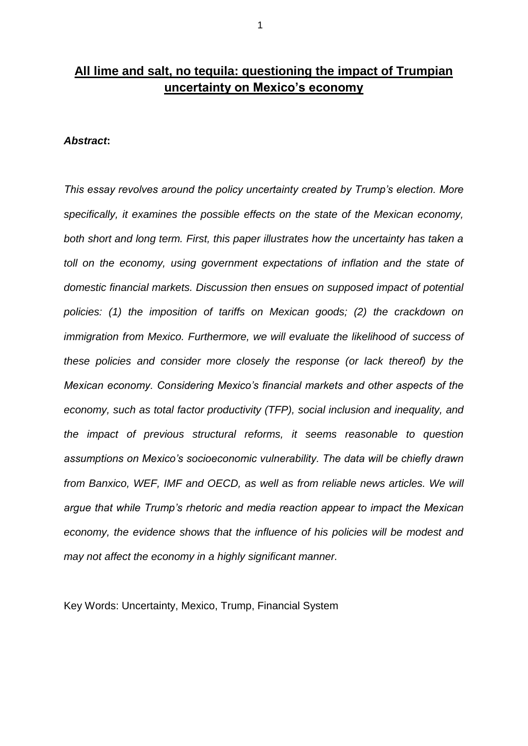# **All lime and salt, no tequila: questioning the impact of Trumpian uncertainty on Mexico's economy**

***Abstract*:**

*This essay revolves around the policy uncertainty created by Trump's election. More specifically, it examines the possible effects on the state of the Mexican economy, both short and long term. First, this paper illustrates how the uncertainty has taken a toll on the economy, using government expectations of inflation and the state of domestic financial markets. Discussion then ensues on supposed impact of potential policies: (1) the imposition of tariffs on Mexican goods; (2) the crackdown on immigration from Mexico. Furthermore, we will evaluate the likelihood of success of these policies and consider more closely the response (or lack thereof) by the Mexican economy. Considering Mexico's financial markets and other aspects of the economy, such as total factor productivity (TFP), social inclusion and inequality, and the impact of previous structural reforms, it seems reasonable to question assumptions on Mexico's socioeconomic vulnerability. The data will be chiefly drawn from Banxico, WEF, IMF and OECD, as well as from reliable news articles. We will argue that while Trump's rhetoric and media reaction appear to impact the Mexican economy, the evidence shows that the influence of his policies will be modest and may not affect the economy in a highly significant manner.*

Key Words: Uncertainty, Mexico, Trump, Financial System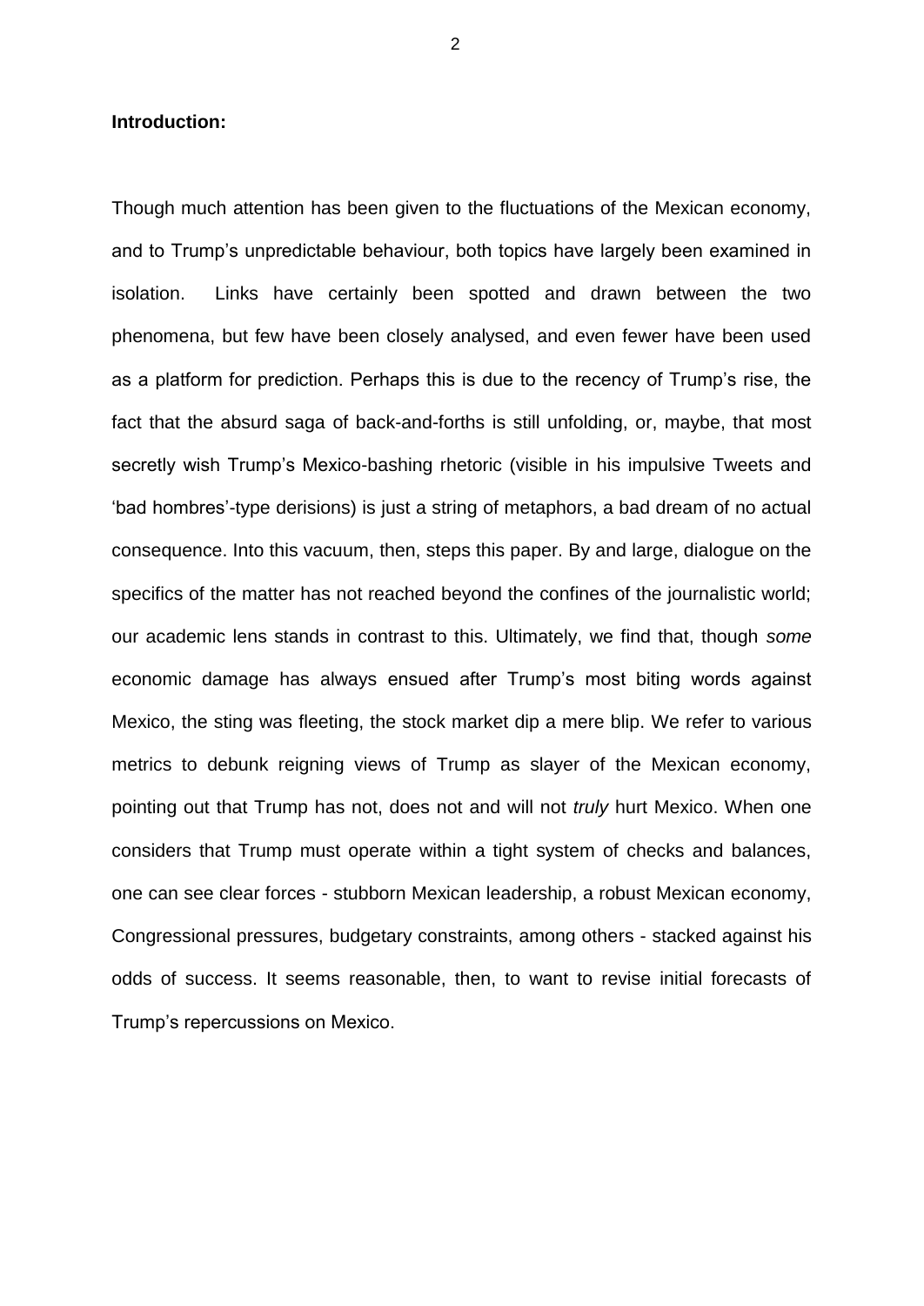**Introduction:**

Though much attention has been given to the fluctuations of the Mexican economy, and to Trump's unpredictable behaviour, both topics have largely been examined in isolation. Links have certainly been spotted and drawn between the two phenomena, but few have been closely analysed, and even fewer have been used as a platform for prediction. Perhaps this is due to the recency of Trump's rise, the fact that the absurd saga of back-and-forths is still unfolding, or, maybe, that most secretly wish Trump's Mexico-bashing rhetoric (visible in his impulsive Tweets and 'bad hombres'-type derisions) is just a string of metaphors, a bad dream of no actual consequence. Into this vacuum, then, steps this paper. By and large, dialogue on the specifics of the matter has not reached beyond the confines of the journalistic world; our academic lens stands in contrast to this. Ultimately, we find that, though *some* economic damage has always ensued after Trump's most biting words against Mexico, the sting was fleeting, the stock market dip a mere blip. We refer to various metrics to debunk reigning views of Trump as slayer of the Mexican economy, pointing out that Trump has not, does not and will not *truly* hurt Mexico. When one considers that Trump must operate within a tight system of checks and balances, one can see clear forces - stubborn Mexican leadership, a robust Mexican economy, Congressional pressures, budgetary constraints, among others - stacked against his odds of success. It seems reasonable, then, to want to revise initial forecasts of Trump's repercussions on Mexico.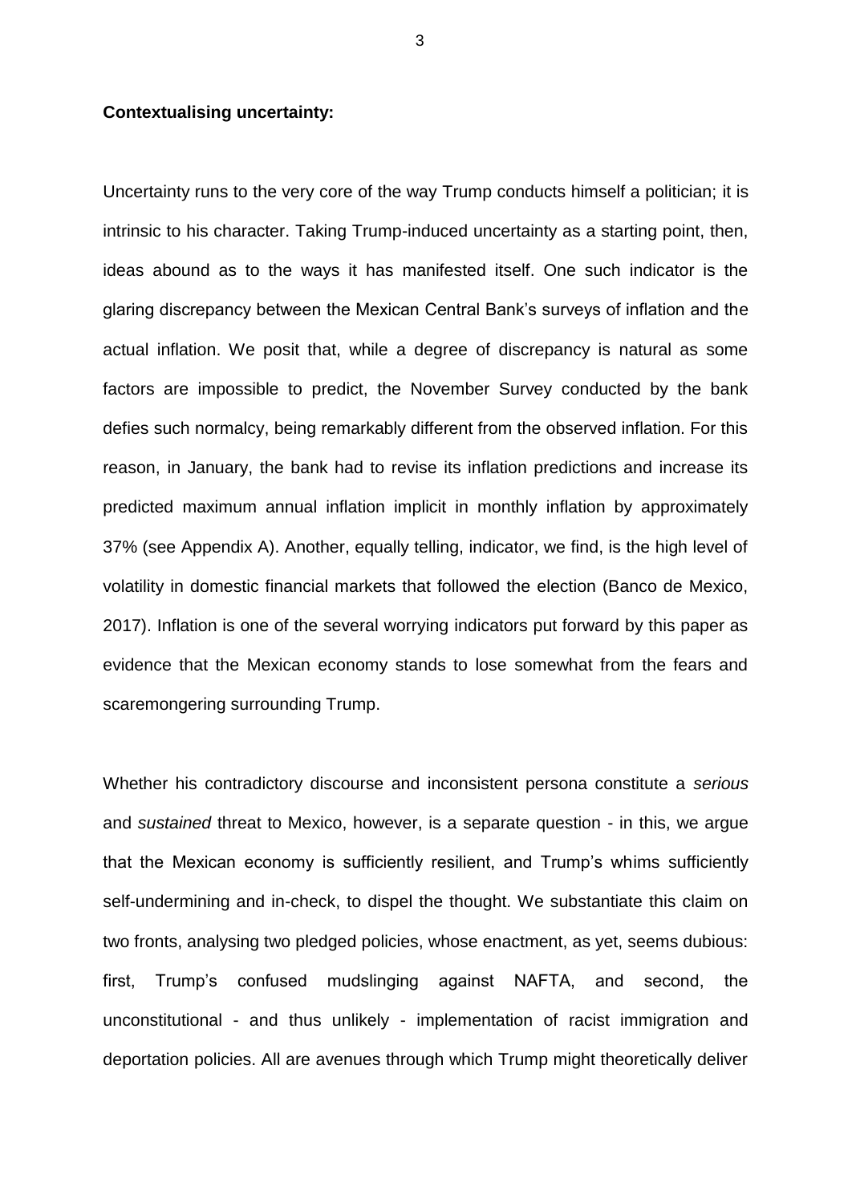**Contextualising uncertainty:**

Uncertainty runs to the very core of the way Trump conducts himself a politician; it is intrinsic to his character. Taking Trump-induced uncertainty as a starting point, then, ideas abound as to the ways it has manifested itself. One such indicator is the glaring discrepancy between the Mexican Central Bank's surveys of inflation and the actual inflation. We posit that, while a degree of discrepancy is natural as some factors are impossible to predict, the November Survey conducted by the bank defies such normalcy, being remarkably different from the observed inflation. For this reason, in January, the bank had to revise its inflation predictions and increase its predicted maximum annual inflation implicit in monthly inflation by approximately 37% (see Appendix A). Another, equally telling, indicator, we find, is the high level of volatility in domestic financial markets that followed the election (Banco de Mexico, 2017). Inflation is one of the several worrying indicators put forward by this paper as evidence that the Mexican economy stands to lose somewhat from the fears and scaremongering surrounding Trump.

Whether his contradictory discourse and inconsistent persona constitute a *serious* and *sustained* threat to Mexico, however, is a separate question - in this, we argue that the Mexican economy is sufficiently resilient, and Trump's whims sufficiently self-undermining and in-check, to dispel the thought. We substantiate this claim on two fronts, analysing two pledged policies, whose enactment, as yet, seems dubious: first, Trump's confused mudslinging against NAFTA, and second, the unconstitutional - and thus unlikely - implementation of racist immigration and deportation policies. All are avenues through which Trump might theoretically deliver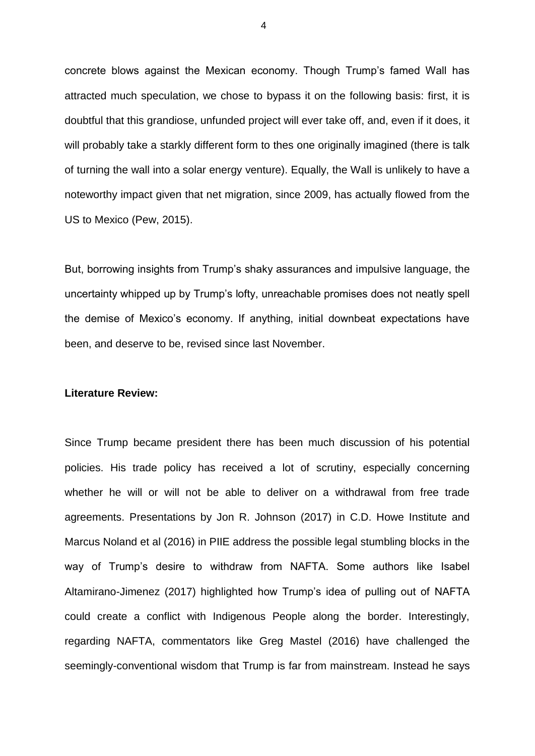concrete blows against the Mexican economy. Though Trump's famed Wall has attracted much speculation, we chose to bypass it on the following basis: first, it is doubtful that this grandiose, unfunded project will ever take off, and, even if it does, it will probably take a starkly different form to thes one originally imagined (there is talk of turning the wall into a solar energy venture). Equally, the Wall is unlikely to have a noteworthy impact given that net migration, since 2009, has actually flowed from the US to Mexico (Pew, 2015).

But, borrowing insights from Trump's shaky assurances and impulsive language, the uncertainty whipped up by Trump's lofty, unreachable promises does not neatly spell the demise of Mexico's economy. If anything, initial downbeat expectations have been, and deserve to be, revised since last November.

**Literature Review:**

Since Trump became president there has been much discussion of his potential policies. His trade policy has received a lot of scrutiny, especially concerning whether he will or will not be able to deliver on a withdrawal from free trade agreements. Presentations by Jon R. Johnson (2017) in C.D. Howe Institute and Marcus Noland et al (2016) in PIIE address the possible legal stumbling blocks in the way of Trump's desire to withdraw from NAFTA. Some authors like Isabel Altamirano-Jimenez (2017) highlighted how Trump's idea of pulling out of NAFTA could create a conflict with Indigenous People along the border. Interestingly, regarding NAFTA, commentators like Greg Mastel (2016) have challenged the seemingly-conventional wisdom that Trump is far from mainstream. Instead he says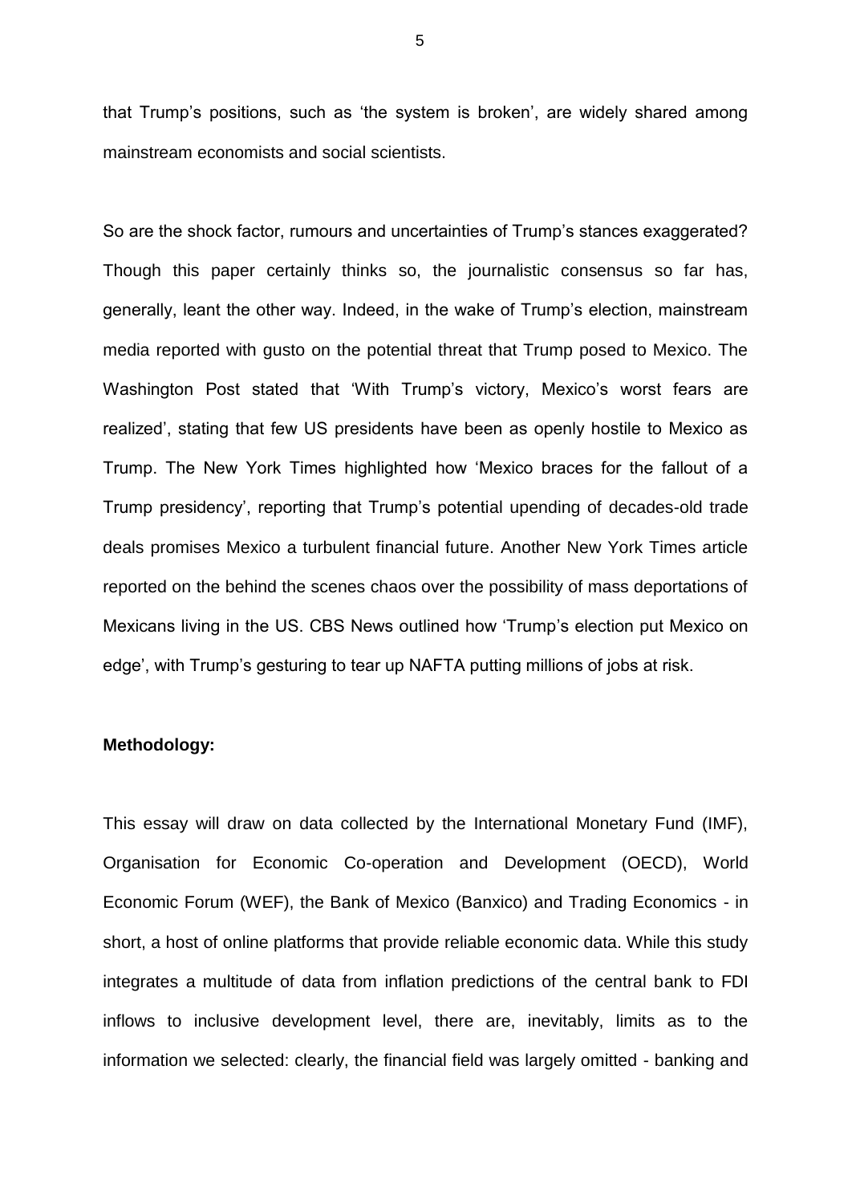that Trump's positions, such as 'the system is broken', are widely shared among mainstream economists and social scientists.

So are the shock factor, rumours and uncertainties of Trump's stances exaggerated? Though this paper certainly thinks so, the journalistic consensus so far has, generally, leant the other way. Indeed, in the wake of Trump's election, mainstream media reported with gusto on the potential threat that Trump posed to Mexico. The Washington Post stated that 'With Trump's victory, Mexico's worst fears are realized', stating that few US presidents have been as openly hostile to Mexico as Trump. The New York Times highlighted how 'Mexico braces for the fallout of a Trump presidency', reporting that Trump's potential upending of decades-old trade deals promises Mexico a turbulent financial future. Another New York Times article reported on the behind the scenes chaos over the possibility of mass deportations of Mexicans living in the US. CBS News outlined how 'Trump's election put Mexico on edge', with Trump's gesturing to tear up NAFTA putting millions of jobs at risk.

**Methodology:**

This essay will draw on data collected by the International Monetary Fund (IMF), Organisation for Economic Co-operation and Development (OECD), World Economic Forum (WEF), the Bank of Mexico (Banxico) and Trading Economics - in short, a host of online platforms that provide reliable economic data. While this study integrates a multitude of data from inflation predictions of the central bank to FDI inflows to inclusive development level, there are, inevitably, limits as to the information we selected: clearly, the financial field was largely omitted - banking and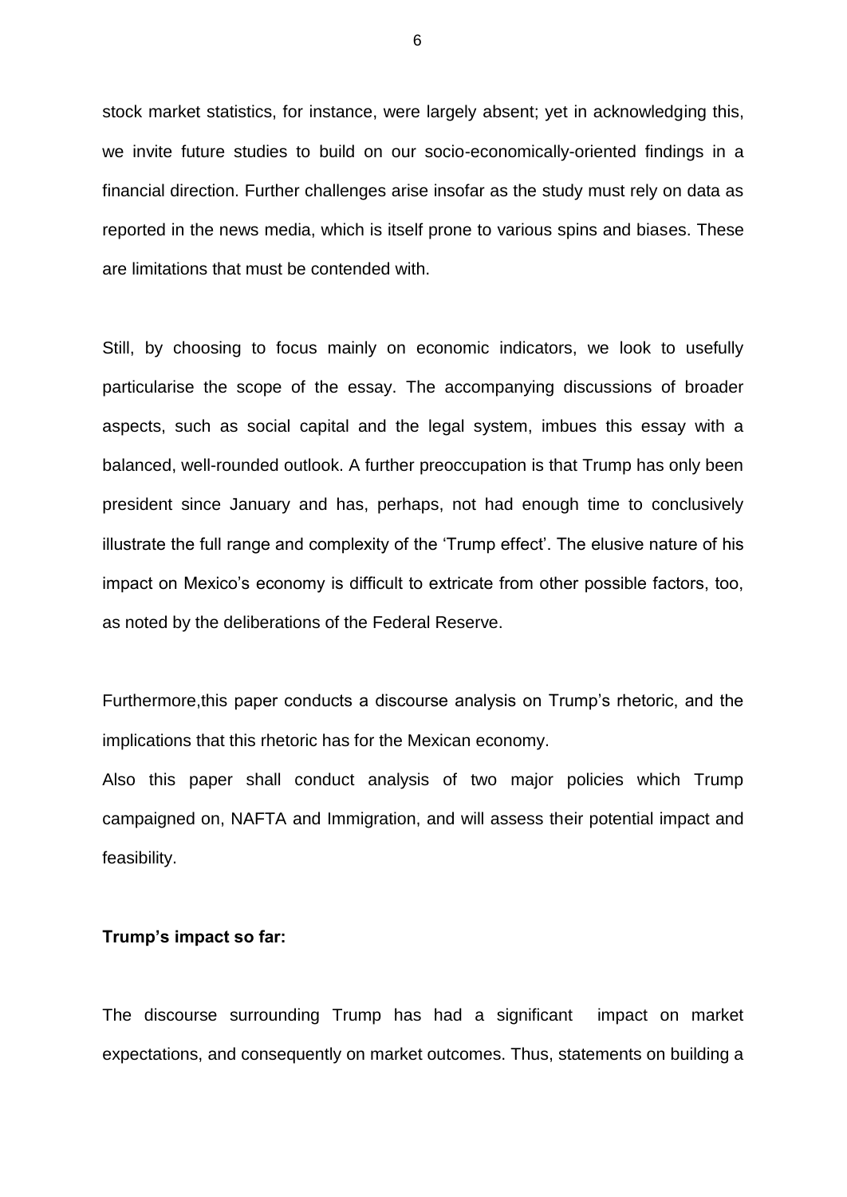stock market statistics, for instance, were largely absent; yet in acknowledging this, we invite future studies to build on our socio-economically-oriented findings in a financial direction. Further challenges arise insofar as the study must rely on data as reported in the news media, which is itself prone to various spins and biases. These are limitations that must be contended with.

Still, by choosing to focus mainly on economic indicators, we look to usefully particularise the scope of the essay. The accompanying discussions of broader aspects, such as social capital and the legal system, imbues this essay with a balanced, well-rounded outlook. A further preoccupation is that Trump has only been president since January and has, perhaps, not had enough time to conclusively illustrate the full range and complexity of the 'Trump effect'. The elusive nature of his impact on Mexico's economy is difficult to extricate from other possible factors, too, as noted by the deliberations of the Federal Reserve.

Furthermore,this paper conducts a discourse analysis on Trump's rhetoric, and the implications that this rhetoric has for the Mexican economy.

Also this paper shall conduct analysis of two major policies which Trump campaigned on, NAFTA and Immigration, and will assess their potential impact and feasibility.

**Trump's impact so far:**

The discourse surrounding Trump has had a significant impact on market expectations, and consequently on market outcomes. Thus, statements on building a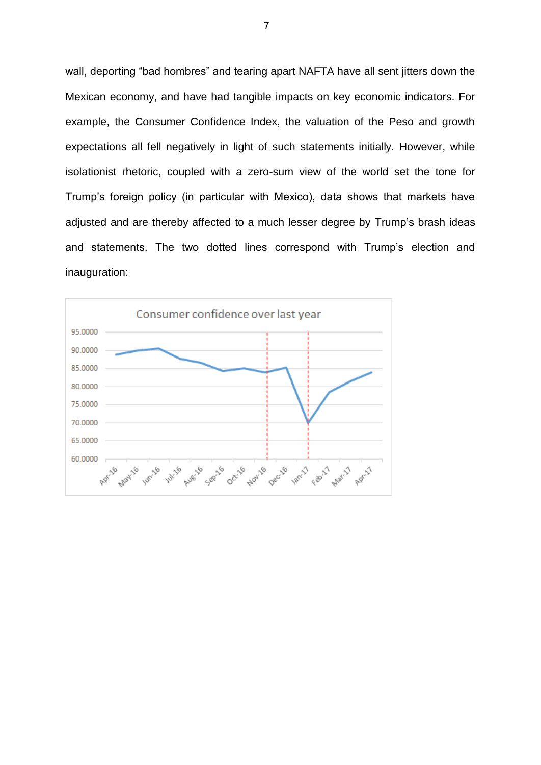wall, deporting "bad hombres" and tearing apart NAFTA have all sent jitters down the Mexican economy, and have had tangible impacts on key economic indicators. For example, the Consumer Confidence Index, the valuation of the Peso and growth expectations all fell negatively in light of such statements initially. However, while isolationist rhetoric, coupled with a zero-sum view of the world set the tone for Trump's foreign policy (in particular with Mexico), data shows that markets have adjusted and are thereby affected to a much lesser degree by Trump's brash ideas and statements. The two dotted lines correspond with Trump's election and inauguration: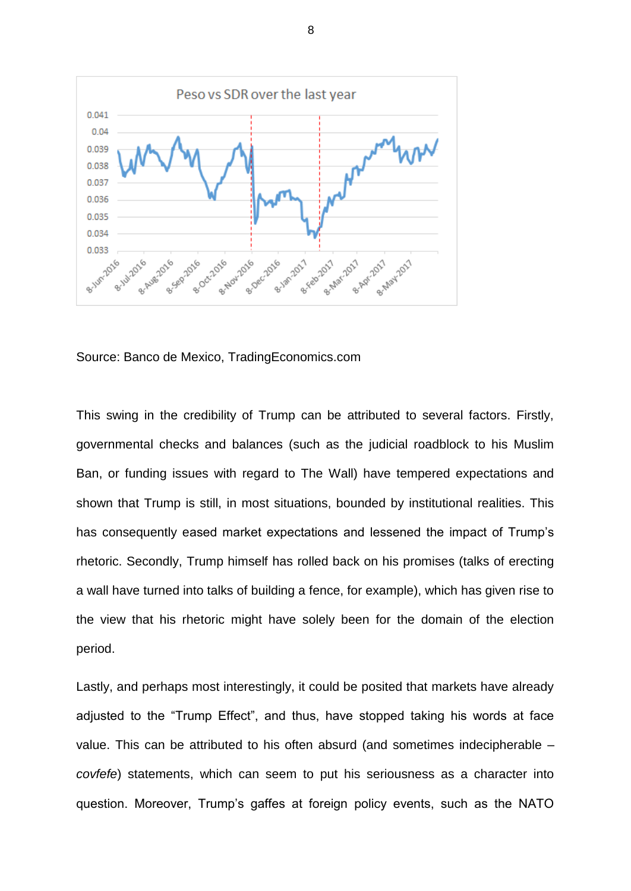Source: Banco de Mexico, TradingEconomics.com

This swing in the credibility of Trump can be attributed to several factors. Firstly, governmental checks and balances (such as the judicial roadblock to his Muslim Ban, or funding issues with regard to The Wall) have tempered expectations and shown that Trump is still, in most situations, bounded by institutional realities. This has consequently eased market expectations and lessened the impact of Trump's rhetoric. Secondly, Trump himself has rolled back on his promises (talks of erecting a wall have turned into talks of building a fence, for example), which has given rise to the view that his rhetoric might have solely been for the domain of the election period.

Lastly, and perhaps most interestingly, it could be posited that markets have already adjusted to the "Trump Effect", and thus, have stopped taking his words at face value. This can be attributed to his often absurd (and sometimes indecipherable – *covfefe*) statements, which can seem to put his seriousness as a character into question. Moreover, Trump's gaffes at foreign policy events, such as the NATO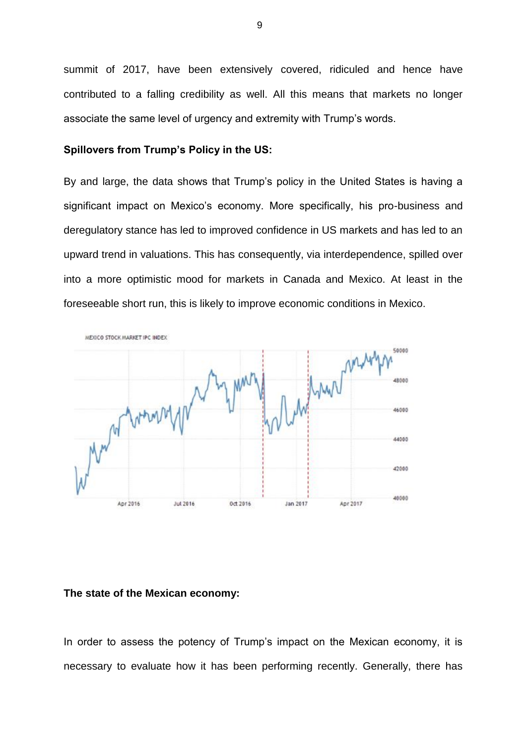summit of 2017, have been extensively covered, ridiculed and hence have contributed to a falling credibility as well. All this means that markets no longer associate the same level of urgency and extremity with Trump's words.

**Spillovers from Trump's Policy in the US:**

By and large, the data shows that Trump's policy in the United States is having a significant impact on Mexico's economy. More specifically, his pro-business and deregulatory stance has led to improved confidence in US markets and has led to an upward trend in valuations. This has consequently, via interdependence, spilled over into a more optimistic mood for markets in Canada and Mexico. At least in the foreseeable short run, this is likely to improve economic conditions in Mexico.

**The state of the Mexican economy:**

In order to assess the potency of Trump's impact on the Mexican economy, it is necessary to evaluate how it has been performing recently. Generally, there has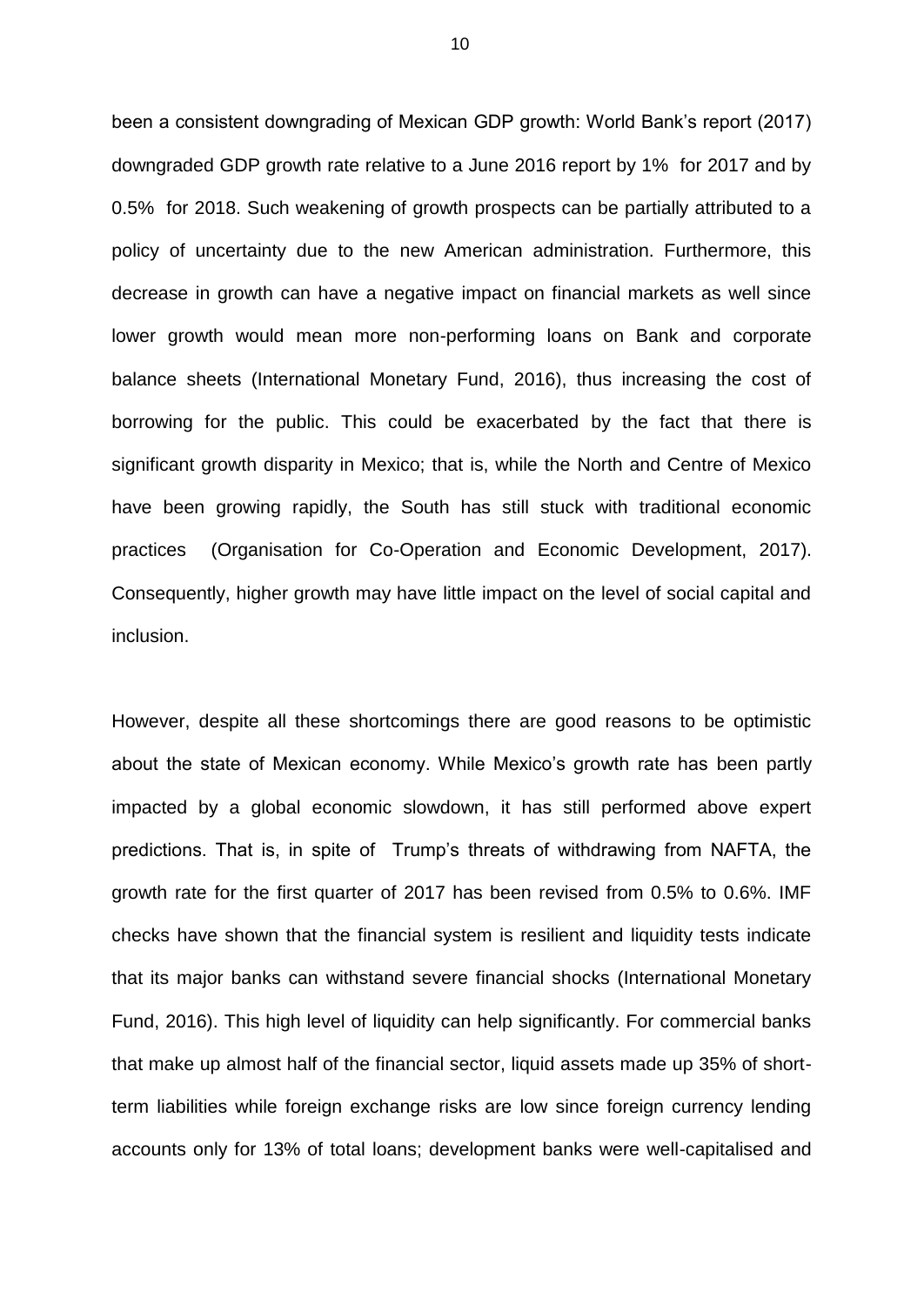been a consistent downgrading of Mexican GDP growth: World Bank's report (2017) downgraded GDP growth rate relative to a June 2016 report by 1% for 2017 and by 0.5% for 2018. Such weakening of growth prospects can be partially attributed to a policy of uncertainty due to the new American administration. Furthermore, this decrease in growth can have a negative impact on financial markets as well since lower growth would mean more non-performing loans on Bank and corporate balance sheets (International Monetary Fund, 2016), thus increasing the cost of borrowing for the public. This could be exacerbated by the fact that there is significant growth disparity in Mexico; that is, while the North and Centre of Mexico have been growing rapidly, the South has still stuck with traditional economic practices (Organisation for Co-Operation and Economic Development, 2017). Consequently, higher growth may have little impact on the level of social capital and inclusion.

However, despite all these shortcomings there are good reasons to be optimistic about the state of Mexican economy. While Mexico's growth rate has been partly impacted by a global economic slowdown, it has still performed above expert predictions. That is, in spite of Trump's threats of withdrawing from NAFTA, the growth rate for the first quarter of 2017 has been revised from 0.5% to 0.6%. IMF checks have shown that the financial system is resilient and liquidity tests indicate that its major banks can withstand severe financial shocks (International Monetary Fund, 2016). This high level of liquidity can help significantly. For commercial banks that make up almost half of the financial sector, liquid assets made up 35% of short-term liabilities while foreign exchange risks are low since foreign currency lending accounts only for 13% of total loans; development banks were well-capitalised and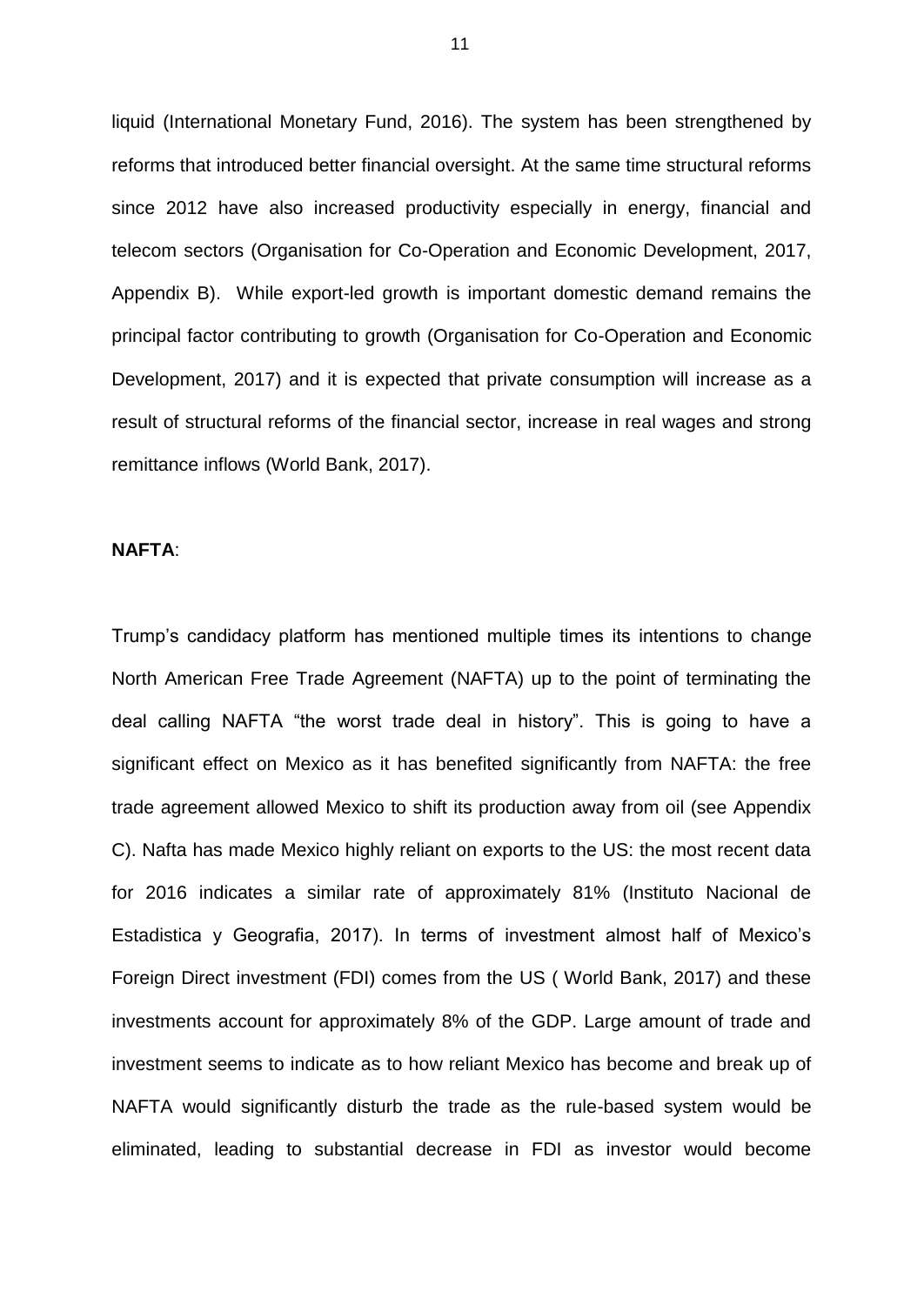liquid (International Monetary Fund, 2016). The system has been strengthened by reforms that introduced better financial oversight. At the same time structural reforms since 2012 have also increased productivity especially in energy, financial and telecom sectors (Organisation for Co-Operation and Economic Development, 2017, Appendix B). While export-led growth is important domestic demand remains the principal factor contributing to growth (Organisation for Co-Operation and Economic Development, 2017) and it is expected that private consumption will increase as a result of structural reforms of the financial sector, increase in real wages and strong remittance inflows (World Bank, 2017).

**NAFTA**:

Trump's candidacy platform has mentioned multiple times its intentions to change North American Free Trade Agreement (NAFTA) up to the point of terminating the deal calling NAFTA "the worst trade deal in history". This is going to have a significant effect on Mexico as it has benefited significantly from NAFTA: the free trade agreement allowed Mexico to shift its production away from oil (see Appendix C). Nafta has made Mexico highly reliant on exports to the US: the most recent data for 2016 indicates a similar rate of approximately 81% (Instituto Nacional de Estadistica y Geografia, 2017). In terms of investment almost half of Mexico's Foreign Direct investment (FDI) comes from the US ( World Bank, 2017) and these investments account for approximately 8% of the GDP. Large amount of trade and investment seems to indicate as to how reliant Mexico has become and break up of NAFTA would significantly disturb the trade as the rule-based system would be eliminated, leading to substantial decrease in FDI as investor would become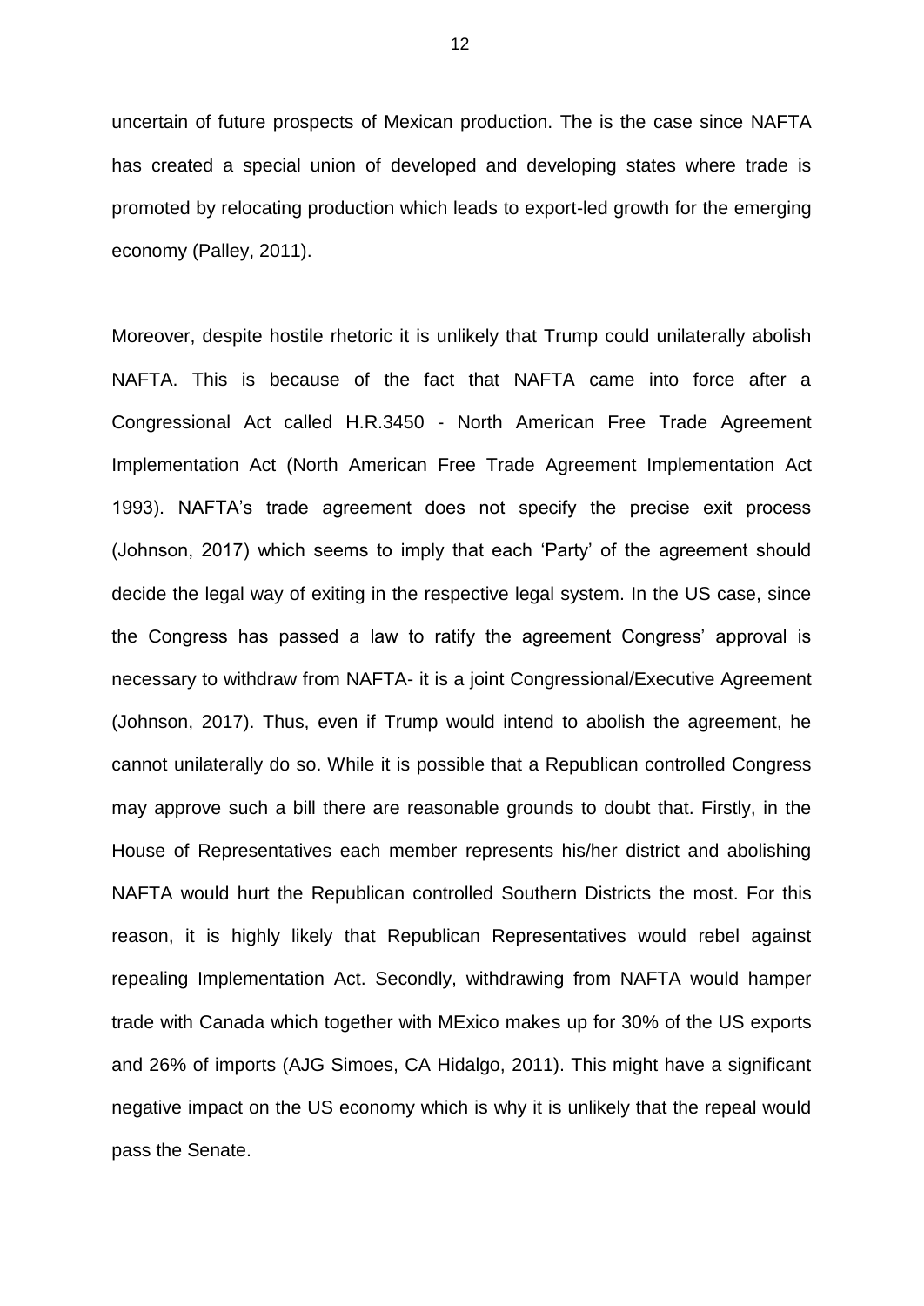uncertain of future prospects of Mexican production. The is the case since NAFTA has created a special union of developed and developing states where trade is promoted by relocating production which leads to export-led growth for the emerging economy (Palley, 2011).

Moreover, despite hostile rhetoric it is unlikely that Trump could unilaterally abolish NAFTA. This is because of the fact that NAFTA came into force after a Congressional Act called H.R.3450 - North American Free Trade Agreement Implementation Act (North American Free Trade Agreement Implementation Act 1993). NAFTA's trade agreement does not specify the precise exit process (Johnson, 2017) which seems to imply that each 'Party' of the agreement should decide the legal way of exiting in the respective legal system. In the US case, since the Congress has passed a law to ratify the agreement Congress' approval is necessary to withdraw from NAFTA- it is a joint Congressional/Executive Agreement (Johnson, 2017). Thus, even if Trump would intend to abolish the agreement, he cannot unilaterally do so. While it is possible that a Republican controlled Congress may approve such a bill there are reasonable grounds to doubt that. Firstly, in the House of Representatives each member represents his/her district and abolishing NAFTA would hurt the Republican controlled Southern Districts the most. For this reason, it is highly likely that Republican Representatives would rebel against repealing Implementation Act. Secondly, withdrawing from NAFTA would hamper trade with Canada which together with MExico makes up for 30% of the US exports and 26% of imports (AJG Simoes, CA Hidalgo, 2011). This might have a significant negative impact on the US economy which is why it is unlikely that the repeal would pass the Senate.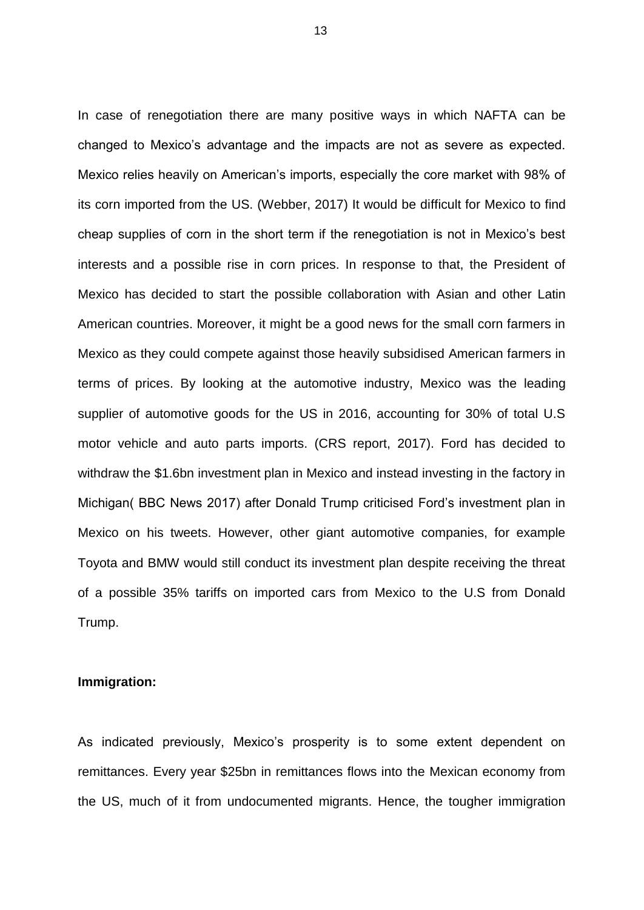In case of renegotiation there are many positive ways in which NAFTA can be changed to Mexico's advantage and the impacts are not as severe as expected. Mexico relies heavily on American's imports, especially the core market with 98% of its corn imported from the US. (Webber, 2017) It would be difficult for Mexico to find cheap supplies of corn in the short term if the renegotiation is not in Mexico's best interests and a possible rise in corn prices. In response to that, the President of Mexico has decided to start the possible collaboration with Asian and other Latin American countries. Moreover, it might be a good news for the small corn farmers in Mexico as they could compete against those heavily subsidised American farmers in terms of prices. By looking at the automotive industry, Mexico was the leading supplier of automotive goods for the US in 2016, accounting for 30% of total U.S motor vehicle and auto parts imports. (CRS report, 2017). Ford has decided to withdraw the $1.6bn investment plan in Mexico and instead investing in the factory in Michigan( BBC News 2017) after Donald Trump criticised Ford's investment plan in Mexico on his tweets. However, other giant automotive companies, for example Toyota and BMW would still conduct its investment plan despite receiving the threat of a possible 35% tariffs on imported cars from Mexico to the U.S from Donald Trump.

**Immigration:**

As indicated previously, Mexico's prosperity is to some extent dependent on remittances. Every year $25bn in remittances flows into the Mexican economy from the US, much of it from undocumented migrants. Hence, the tougher immigration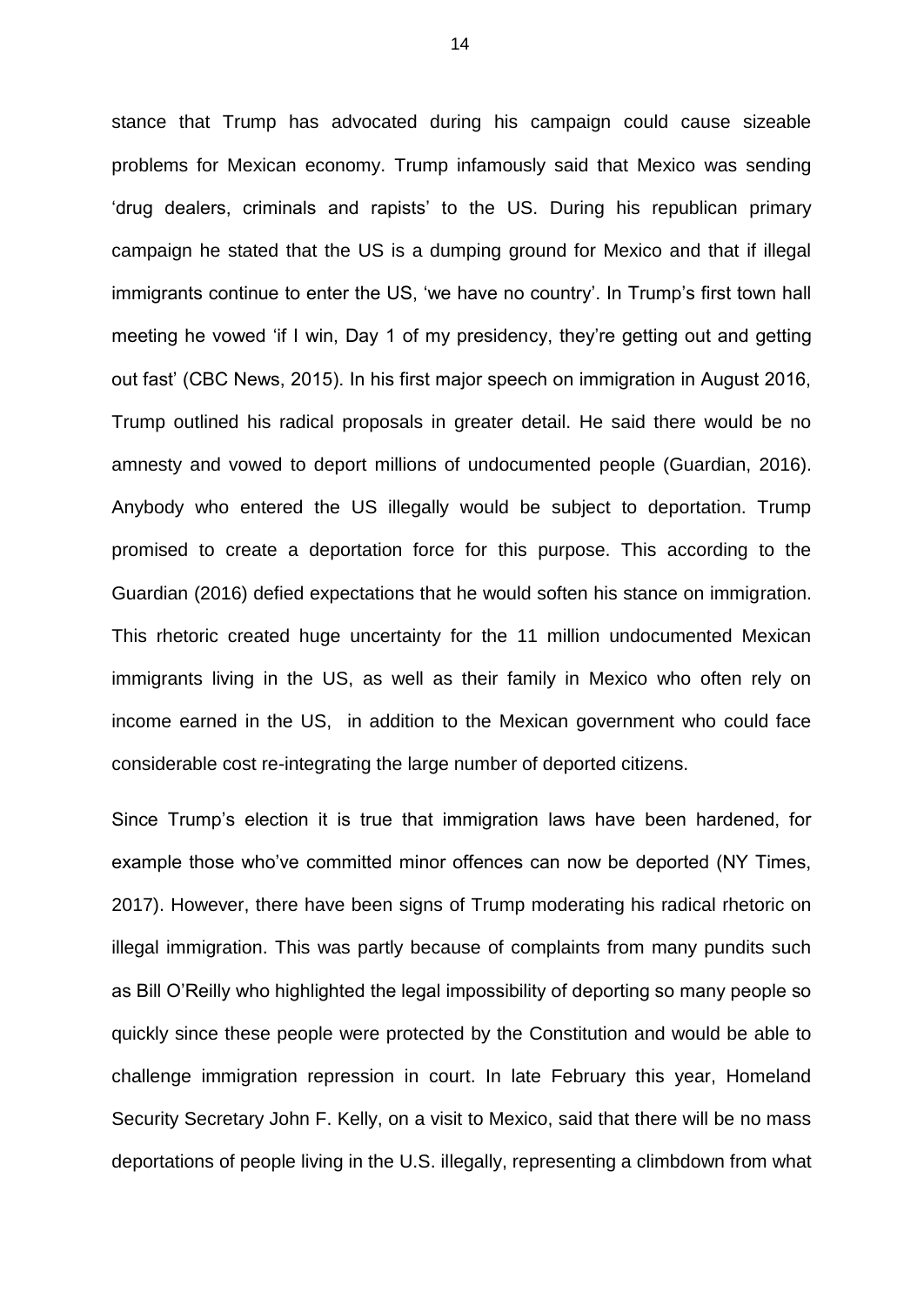stance that Trump has advocated during his campaign could cause sizeable problems for Mexican economy. Trump infamously said that Mexico was sending 'drug dealers, criminals and rapists' to the US. During his republican primary campaign he stated that the US is a dumping ground for Mexico and that if illegal immigrants continue to enter the US, 'we have no country'. In Trump's first town hall meeting he vowed 'if I win, Day 1 of my presidency, they're getting out and getting out fast' (CBC News, 2015). In his first major speech on immigration in August 2016, Trump outlined his radical proposals in greater detail. He said there would be no amnesty and vowed to deport millions of undocumented people (Guardian, 2016). Anybody who entered the US illegally would be subject to deportation. Trump promised to create a deportation force for this purpose. This according to the Guardian (2016) defied expectations that he would soften his stance on immigration. This rhetoric created huge uncertainty for the 11 million undocumented Mexican immigrants living in the US, as well as their family in Mexico who often rely on income earned in the US, in addition to the Mexican government who could face considerable cost re-integrating the large number of deported citizens.

Since Trump's election it is true that immigration laws have been hardened, for example those who've committed minor offences can now be deported (NY Times, 2017). However, there have been signs of Trump moderating his radical rhetoric on illegal immigration. This was partly because of complaints from many pundits such as Bill O'Reilly who highlighted the legal impossibility of deporting so many people so quickly since these people were protected by the Constitution and would be able to challenge immigration repression in court. In late February this year, Homeland Security Secretary John F. Kelly, on a visit to Mexico, said that there will be no mass deportations of people living in the U.S. illegally, representing a climbdown from what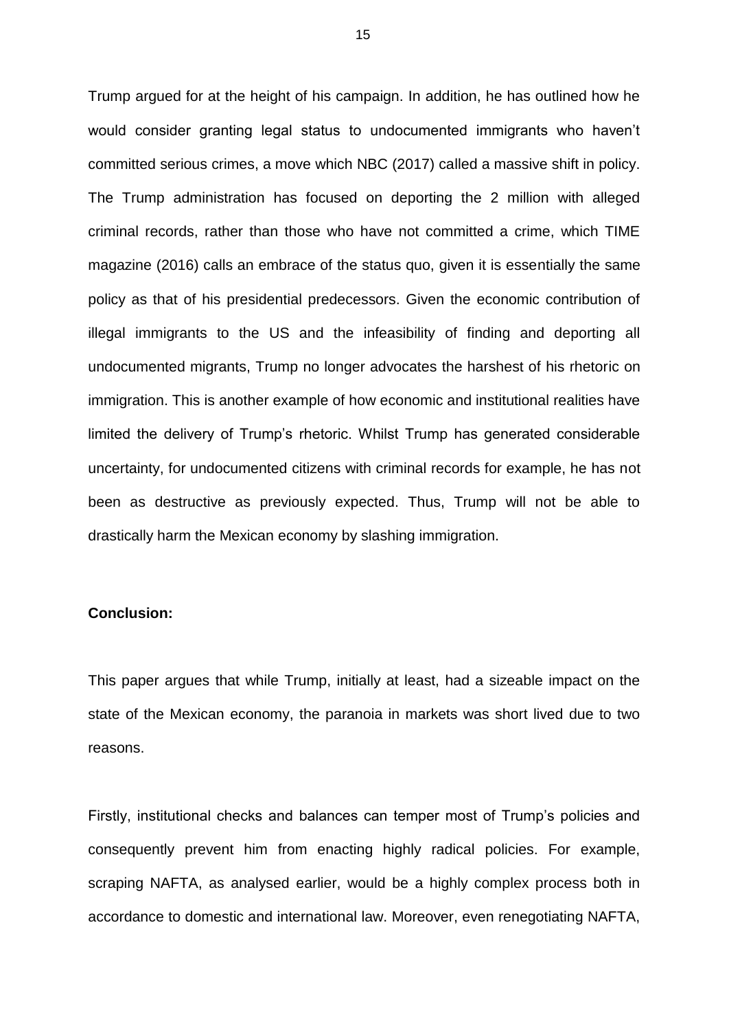Trump argued for at the height of his campaign. In addition, he has outlined how he would consider granting legal status to undocumented immigrants who haven't committed serious crimes, a move which NBC (2017) called a massive shift in policy. The Trump administration has focused on deporting the 2 million with alleged criminal records, rather than those who have not committed a crime, which TIME magazine (2016) calls an embrace of the status quo, given it is essentially the same policy as that of his presidential predecessors. Given the economic contribution of illegal immigrants to the US and the infeasibility of finding and deporting all undocumented migrants, Trump no longer advocates the harshest of his rhetoric on immigration. This is another example of how economic and institutional realities have limited the delivery of Trump's rhetoric. Whilst Trump has generated considerable uncertainty, for undocumented citizens with criminal records for example, he has not been as destructive as previously expected. Thus, Trump will not be able to drastically harm the Mexican economy by slashing immigration.

**Conclusion:**

This paper argues that while Trump, initially at least, had a sizeable impact on the state of the Mexican economy, the paranoia in markets was short lived due to two reasons.

Firstly, institutional checks and balances can temper most of Trump's policies and consequently prevent him from enacting highly radical policies. For example, scraping NAFTA, as analysed earlier, would be a highly complex process both in accordance to domestic and international law. Moreover, even renegotiating NAFTA,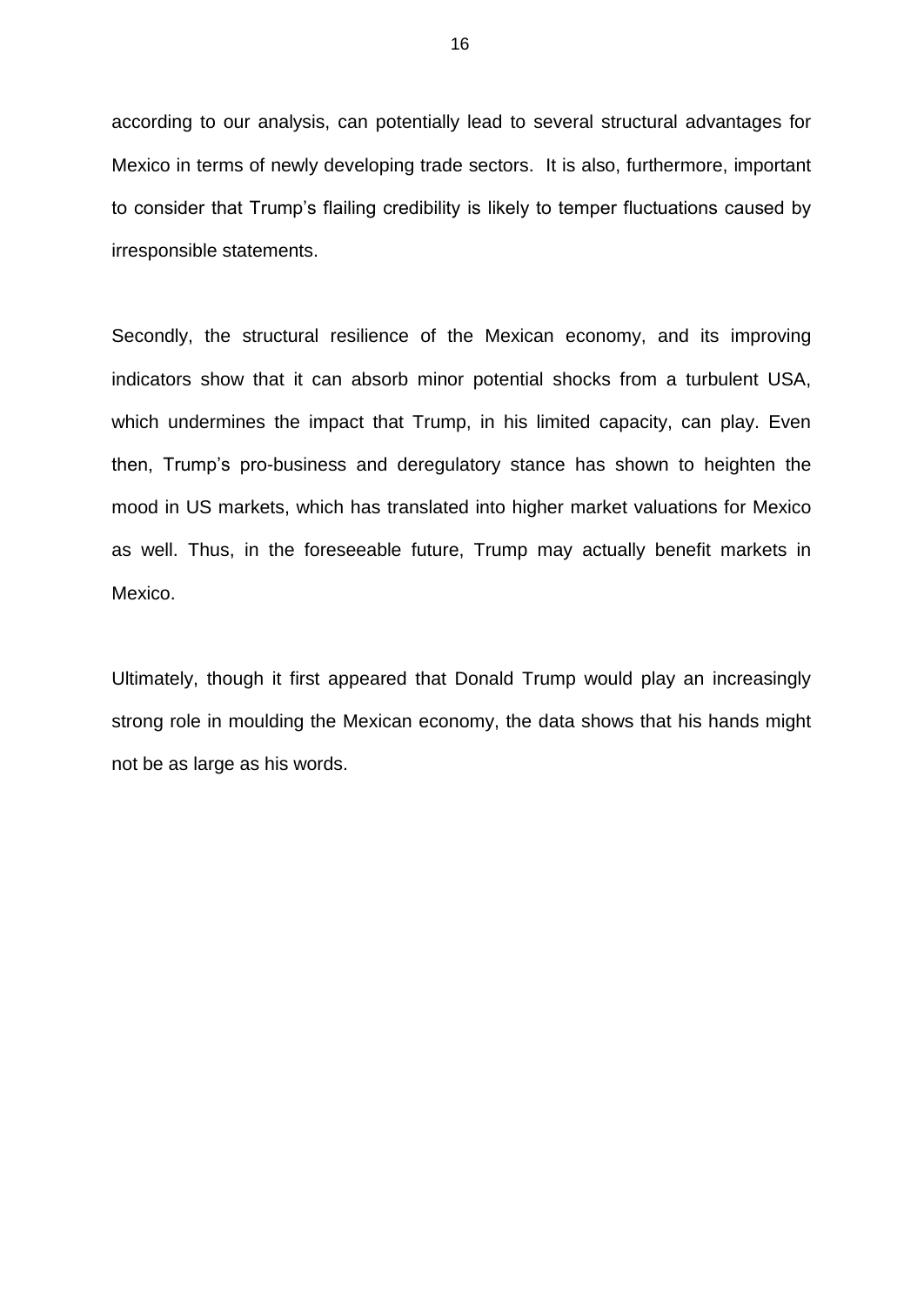according to our analysis, can potentially lead to several structural advantages for Mexico in terms of newly developing trade sectors.  It is also, furthermore, important to consider that Trump's flailing credibility is likely to temper fluctuations caused by irresponsible statements.

Secondly, the structural resilience of the Mexican economy, and its improving indicators show that it can absorb minor potential shocks from a turbulent USA, which undermines the impact that Trump, in his limited capacity, can play. Even then, Trump's pro-business and deregulatory stance has shown to heighten the mood in US markets, which has translated into higher market valuations for Mexico as well. Thus, in the foreseeable future, Trump may actually benefit markets in Mexico.

Ultimately, though it first appeared that Donald Trump would play an increasingly strong role in moulding the Mexican economy, the data shows that his hands might not be as large as his words.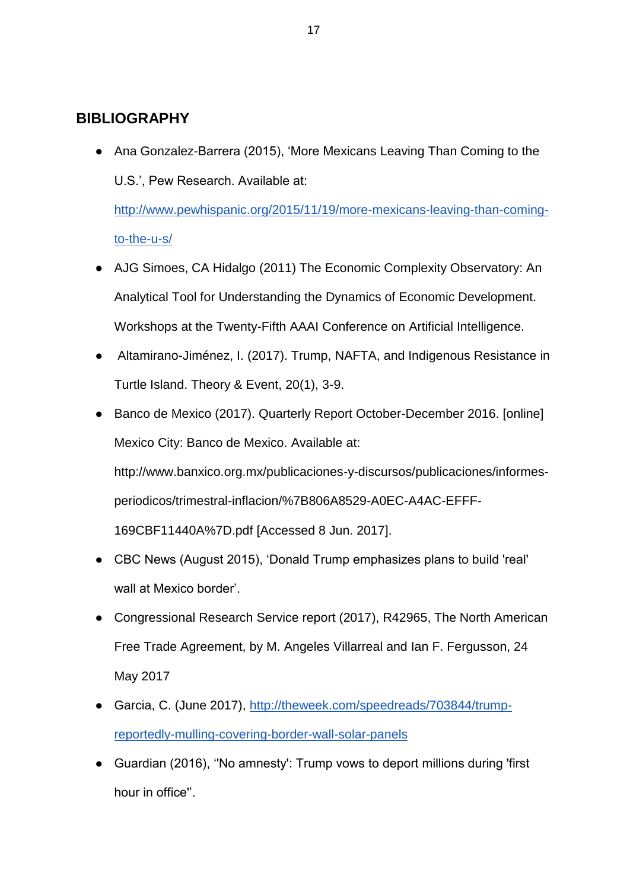## BIBLIOGRAPHY

- Ana Gonzalez-Barrera (2015), 'More Mexicans Leaving Than Coming to the U.S.', Pew Research. Available at: [http://www.pewhispanic.org/2015/11/19/more-mexicans-leaving-than-coming-to-the-u-s/](http://www.pewhispanic.org/2015/11/19/more-mexicans-leaving-than-coming-to-the-u-s/)
- AJG Simoes, CA Hidalgo (2011) The Economic Complexity Observatory: An Analytical Tool for Understanding the Dynamics of Economic Development. Workshops at the Twenty-Fifth AAAI Conference on Artificial Intelligence.
- Altamirano-Jiménez, I. (2017). Trump, NAFTA, and Indigenous Resistance in Turtle Island. Theory & Event, 20(1), 3-9.
- Banco de Mexico (2017). Quarterly Report October-December 2016. [online] Mexico City: Banco de Mexico. Available at: http://www.banxico.org.mx/publicaciones-y-discursos/publicaciones/informes-periodicos/trimestral-inflacion/%7B806A8529-A0EC-A4AC-EFFF-169CBF11440A%7D.pdf [Accessed 8 Jun. 2017].
- CBC News (August 2015), 'Donald Trump emphasizes plans to build 'real' wall at Mexico border'.
- Congressional Research Service report (2017), R42965, The North American Free Trade Agreement, by M. Angeles Villarreal and Ian F. Fergusson, 24 May 2017
- Garcia, C. (June 2017), [http://theweek.com/speedreads/703844/trump-reportedly-mulling-covering-border-wall-solar-panels](http://theweek.com/speedreads/703844/trump-reportedly-mulling-covering-border-wall-solar-panels)
- Guardian (2016), ''No amnesty': Trump vows to deport millions during 'first hour in office''.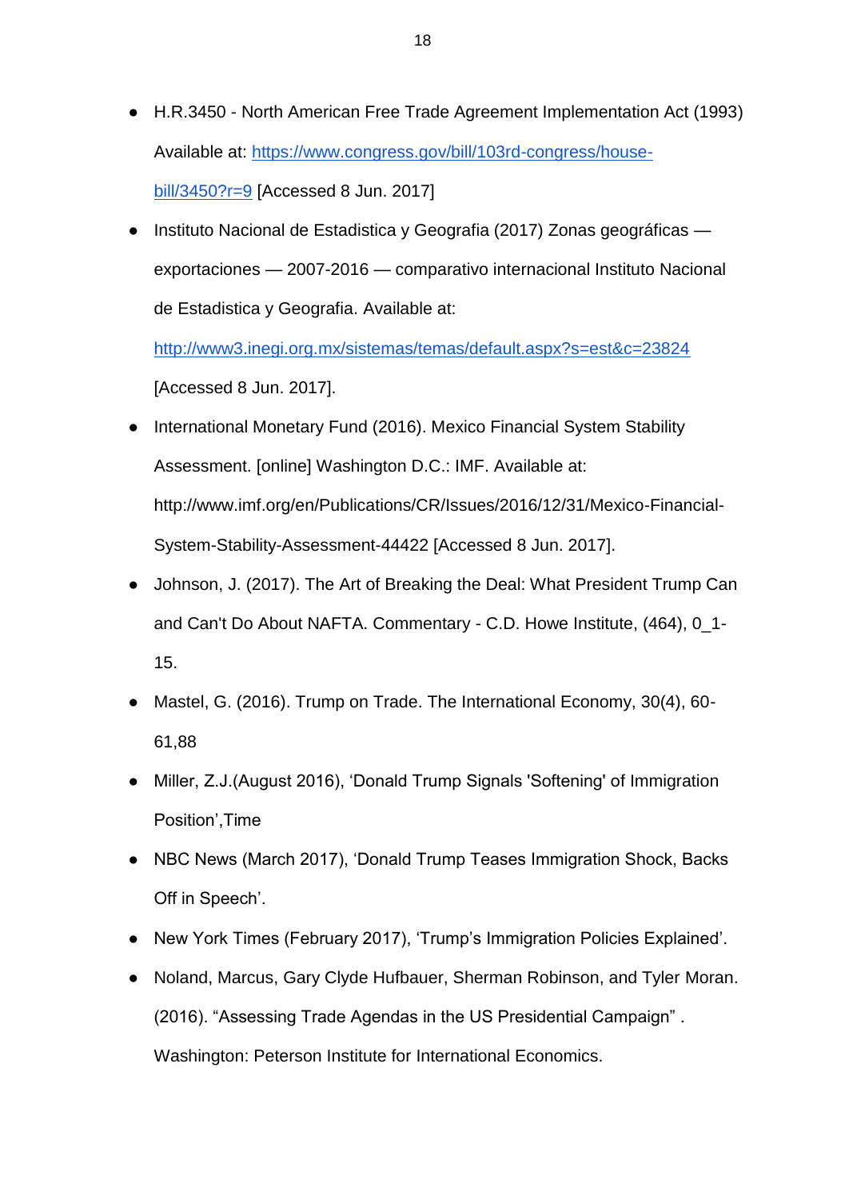- H.R.3450 - North American Free Trade Agreement Implementation Act (1993) Available at: [https://www.congress.gov/bill/103rd-congress/house-bill/3450?r=9](https://www.congress.gov/bill/103rd-congress/house-bill/3450?r=9) [Accessed 8 Jun. 2017]
- Instituto Nacional de Estadistica y Geografia (2017) Zonas geográficas — exportaciones — 2007-2016 — comparativo internacional Instituto Nacional de Estadistica y Geografia. Available at: [http://www3.inegi.org.mx/sistemas/temas/default.aspx?s=est&c=23824](http://www3.inegi.org.mx/sistemas/temas/default.aspx?s=est&c=23824) [Accessed 8 Jun. 2017].
- International Monetary Fund (2016). Mexico Financial System Stability Assessment. [online] Washington D.C.: IMF. Available at: http://www.imf.org/en/Publications/CR/Issues/2016/12/31/Mexico-Financial-System-Stability-Assessment-44422 [Accessed 8 Jun. 2017].
- Johnson, J. (2017). The Art of Breaking the Deal: What President Trump Can and Can't Do About NAFTA. Commentary - C.D. Howe Institute, (464), 0_1-15.
- Mastel, G. (2016). Trump on Trade. The International Economy, 30(4), 60-61,88
- Miller, Z.J.(August 2016), 'Donald Trump Signals 'Softening' of Immigration Position',Time
- NBC News (March 2017), 'Donald Trump Teases Immigration Shock, Backs Off in Speech'.
- New York Times (February 2017), 'Trump's Immigration Policies Explained'.
- Noland, Marcus, Gary Clyde Hufbauer, Sherman Robinson, and Tyler Moran. (2016). "Assessing Trade Agendas in the US Presidential Campaign" . Washington: Peterson Institute for International Economics.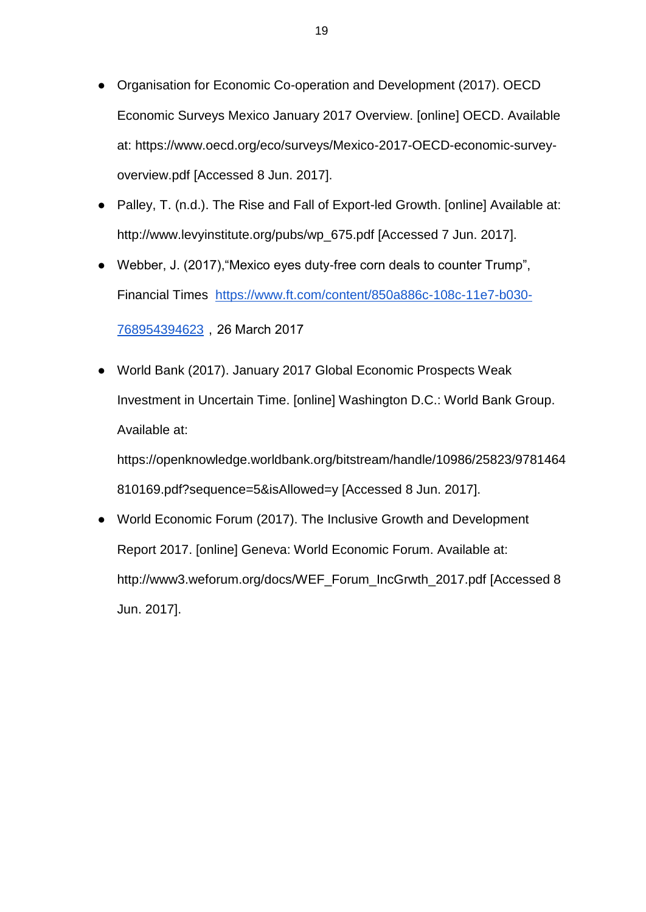- Organisation for Economic Co-operation and Development (2017). OECD Economic Surveys Mexico January 2017 Overview. [online] OECD. Available at: https://www.oecd.org/eco/surveys/Mexico-2017-OECD-economic-survey-overview.pdf [Accessed 8 Jun. 2017].
- Palley, T. (n.d.). The Rise and Fall of Export-led Growth. [online] Available at: http://www.levyinstitute.org/pubs/wp_675.pdf [Accessed 7 Jun. 2017].
- Webber, J. (2017),"Mexico eyes duty-free corn deals to counter Trump", Financial Times [https://www.ft.com/content/850a886c-108c-11e7-b030-768954394623](https://www.ft.com/content/850a886c-108c-11e7-b030-768954394623) , 26 March 2017
- World Bank (2017). January 2017 Global Economic Prospects Weak Investment in Uncertain Time. [online] Washington D.C.: World Bank Group. Available at: https://openknowledge.worldbank.org/bitstream/handle/10986/25823/9781464810169.pdf?sequence=5&isAllowed=y [Accessed 8 Jun. 2017].
- World Economic Forum (2017). The Inclusive Growth and Development Report 2017. [online] Geneva: World Economic Forum. Available at: http://www3.weforum.org/docs/WEF_Forum_IncGrwth_2017.pdf [Accessed 8 Jun. 2017].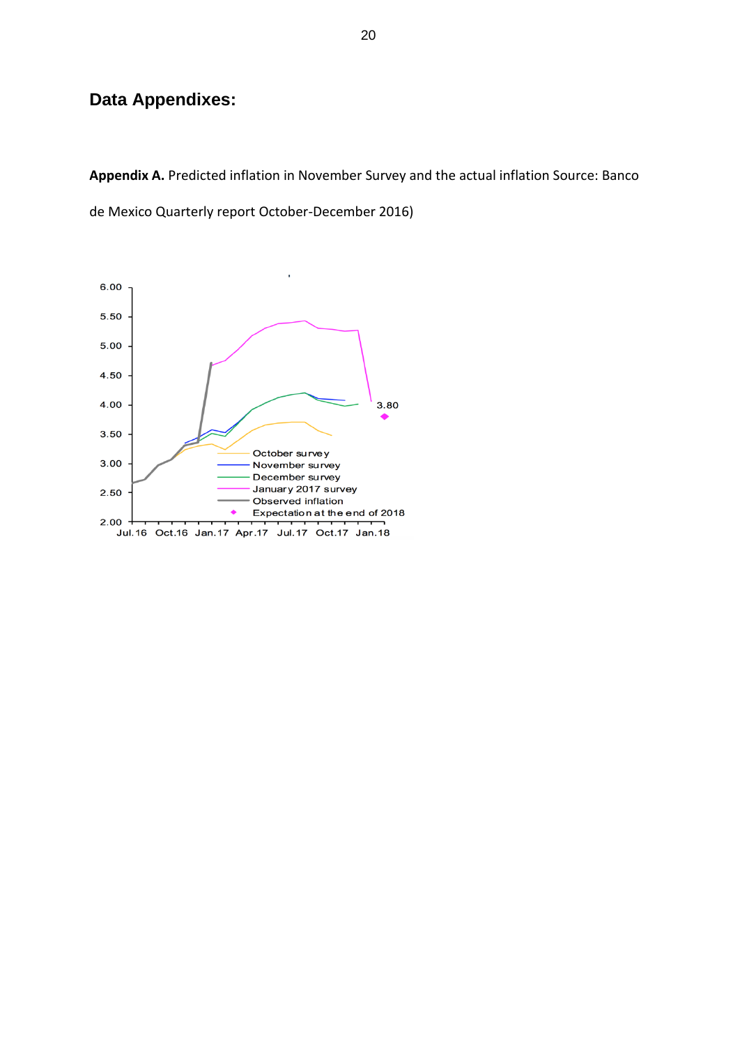## Data Appendixes:

**Appendix A.** Predicted inflation in November Survey and the actual inflation Source: Banco de Mexico Quarterly report October-December 2016)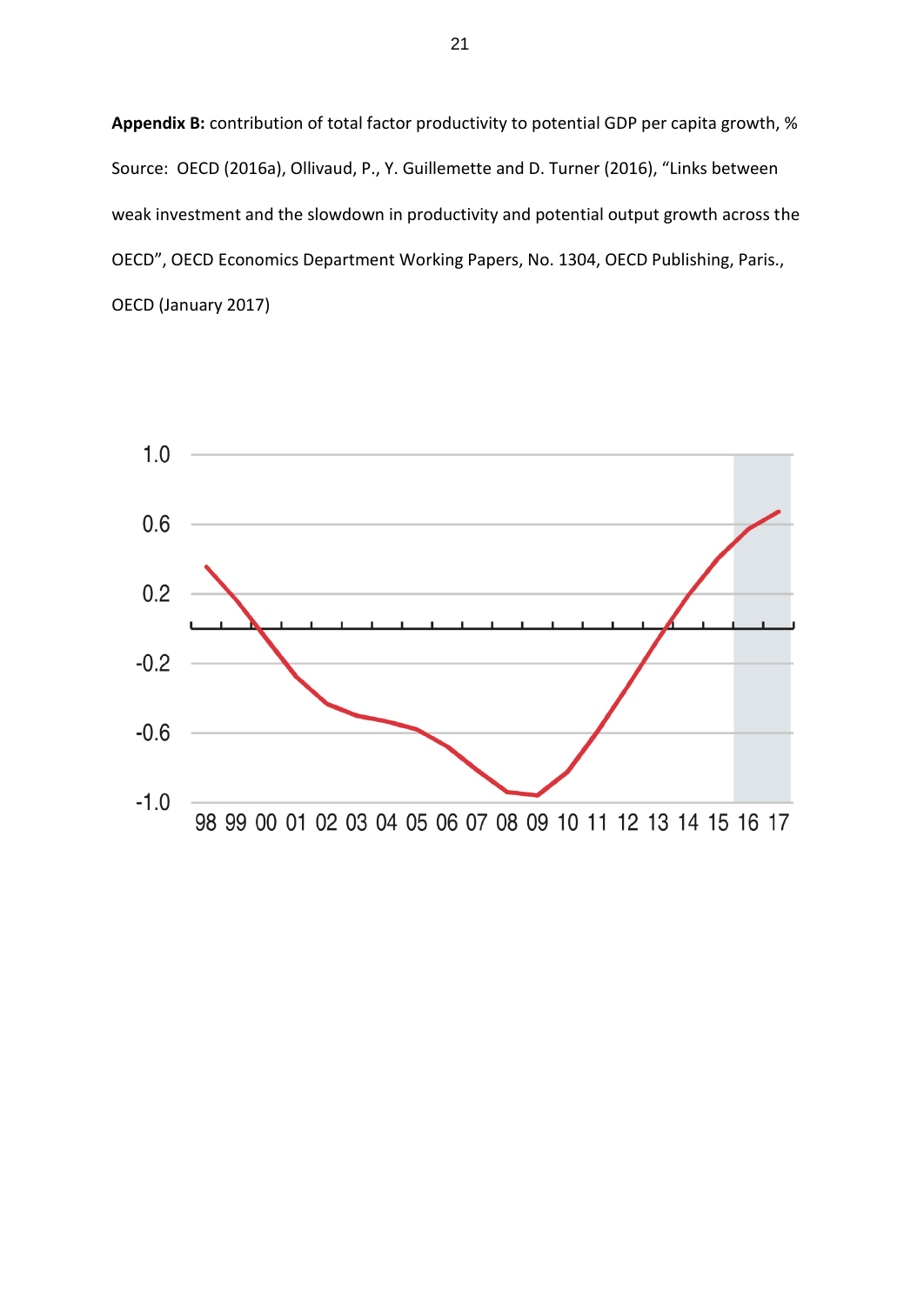**Appendix B:** contribution of total factor productivity to potential GDP per capita growth, %

Source: OECD (2016a), Ollivaud, P., Y. Guillemette and D. Turner (2016), "Links between weak investment and the slowdown in productivity and potential output growth across the OECD", OECD Economics Department Working Papers, No. 1304, OECD Publishing, Paris., OECD (January 2017)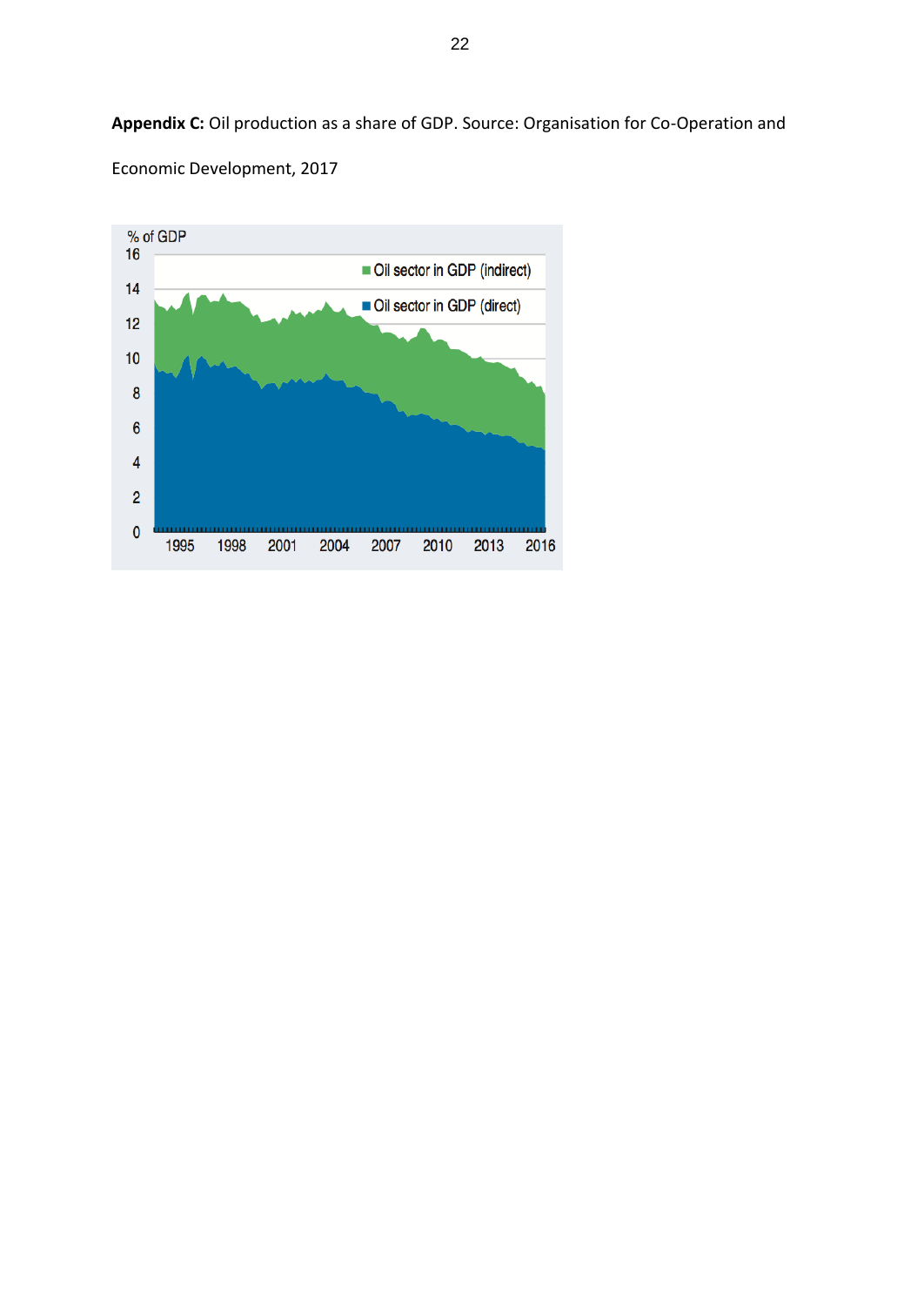**Appendix C:** Oil production as a share of GDP. Source: Organisation for Co-Operation and Economic Development, 2017

% of GDP

16
14
12
10
8
6
4
2
0

Oil sector in GDP (indirect)

Oil sector in GDP (direct)

1995 1998 2001 2004 2007 2010 2013 2016